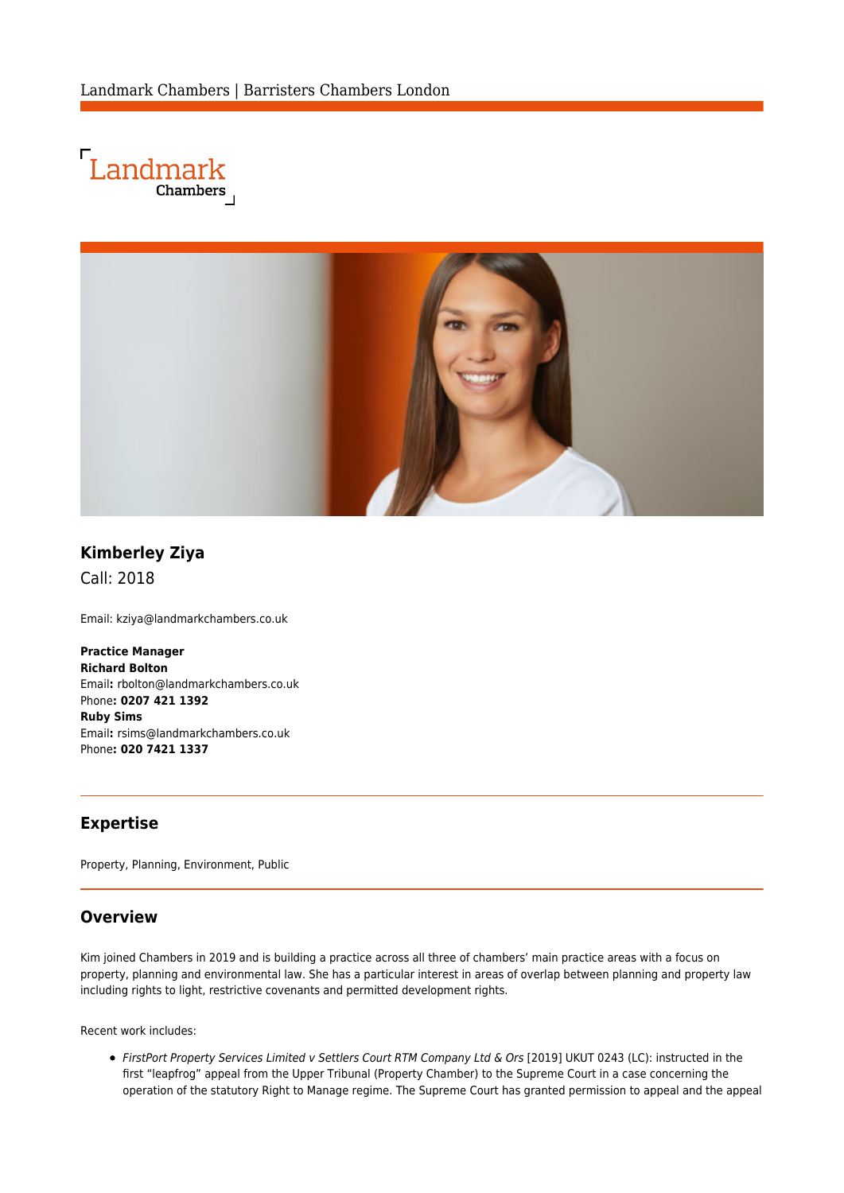Landmark Chambers | Barristers Chambers London

Landmark Chambers

## Kimberley Ziya

Call: 2018

Email: kziya@landmarkchambers.co.uk

**Practice Manager**
**Richard Bolton**
Email**:** rbolton@landmarkchambers.co.uk
Phone**: 0207 421 1392**
**Ruby Sims**
Email**:** rsims@landmarkchambers.co.uk
Phone**: 020 7421 1337**

## Expertise

Property, Planning, Environment, Public

## Overview

Kim joined Chambers in 2019 and is building a practice across all three of chambers' main practice areas with a focus on property, planning and environmental law. She has a particular interest in areas of overlap between planning and property law including rights to light, restrictive covenants and permitted development rights.

Recent work includes:

- *FirstPort Property Services Limited v Settlers Court RTM Company Ltd & Ors* [2019] UKUT 0243 (LC): instructed in the first "leapfrog" appeal from the Upper Tribunal (Property Chamber) to the Supreme Court in a case concerning the operation of the statutory Right to Manage regime. The Supreme Court has granted permission to appeal and the appeal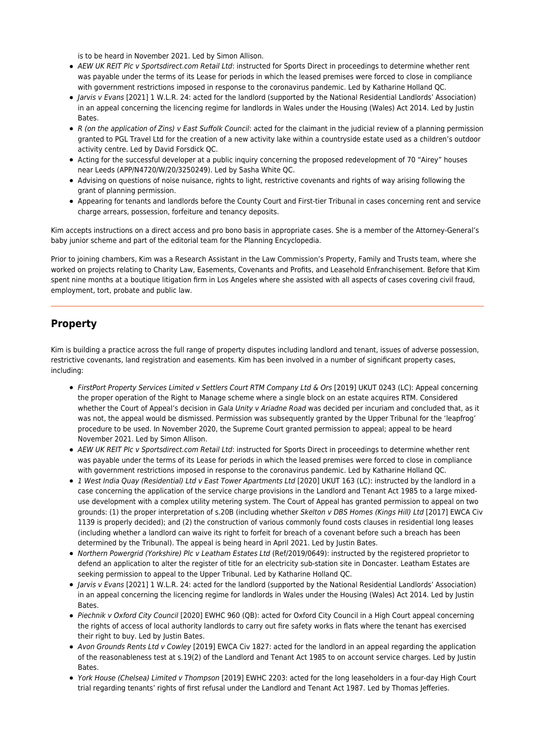is to be heard in November 2021. Led by Simon Allison.

- *AEW UK REIT Plc v Sportsdirect.com Retail Ltd*: instructed for Sports Direct in proceedings to determine whether rent was payable under the terms of its Lease for periods in which the leased premises were forced to close in compliance with government restrictions imposed in response to the coronavirus pandemic. Led by Katharine Holland QC.
- *Jarvis v Evans* [2021] 1 W.L.R. 24: acted for the landlord (supported by the National Residential Landlords' Association) in an appeal concerning the licencing regime for landlords in Wales under the Housing (Wales) Act 2014. Led by Justin Bates.
- *R (on the application of Zins) v East Suffolk Council*: acted for the claimant in the judicial review of a planning permission granted to PGL Travel Ltd for the creation of a new activity lake within a countryside estate used as a children's outdoor activity centre. Led by David Forsdick QC.
- Acting for the successful developer at a public inquiry concerning the proposed redevelopment of 70 "Airey" houses near Leeds (APP/N4720/W/20/3250249). Led by Sasha White QC.
- Advising on questions of noise nuisance, rights to light, restrictive covenants and rights of way arising following the grant of planning permission.
- Appearing for tenants and landlords before the County Court and First-tier Tribunal in cases concerning rent and service charge arrears, possession, forfeiture and tenancy deposits.

Kim accepts instructions on a direct access and pro bono basis in appropriate cases. She is a member of the Attorney-General's baby junior scheme and part of the editorial team for the Planning Encyclopedia.

Prior to joining chambers, Kim was a Research Assistant in the Law Commission's Property, Family and Trusts team, where she worked on projects relating to Charity Law, Easements, Covenants and Profits, and Leasehold Enfranchisement. Before that Kim spent nine months at a boutique litigation firm in Los Angeles where she assisted with all aspects of cases covering civil fraud, employment, tort, probate and public law.

---

## Property

Kim is building a practice across the full range of property disputes including landlord and tenant, issues of adverse possession, restrictive covenants, land registration and easements. Kim has been involved in a number of significant property cases, including:

- *FirstPort Property Services Limited v Settlers Court RTM Company Ltd & Ors* [2019] UKUT 0243 (LC): Appeal concerning the proper operation of the Right to Manage scheme where a single block on an estate acquires RTM. Considered whether the Court of Appeal's decision in *Gala Unity v Ariadne Road* was decided per incuriam and concluded that, as it was not, the appeal would be dismissed. Permission was subsequently granted by the Upper Tribunal for the 'leapfrog' procedure to be used. In November 2020, the Supreme Court granted permission to appeal; appeal to be heard November 2021. Led by Simon Allison.
- *AEW UK REIT Plc v Sportsdirect.com Retail Ltd*: instructed for Sports Direct in proceedings to determine whether rent was payable under the terms of its Lease for periods in which the leased premises were forced to close in compliance with government restrictions imposed in response to the coronavirus pandemic. Led by Katharine Holland QC.
- *1 West India Quay (Residential) Ltd v East Tower Apartments Ltd* [2020] UKUT 163 (LC): instructed by the landlord in a case concerning the application of the service charge provisions in the Landlord and Tenant Act 1985 to a large mixed-use development with a complex utility metering system. The Court of Appeal has granted permission to appeal on two grounds: (1) the proper interpretation of s.20B (including whether *Skelton v DBS Homes (Kings Hill) Ltd* [2017] EWCA Civ 1139 is properly decided); and (2) the construction of various commonly found costs clauses in residential long leases (including whether a landlord can waive its right to forfeit for breach of a covenant before such a breach has been determined by the Tribunal). The appeal is being heard in April 2021. Led by Justin Bates.
- *Northern Powergrid (Yorkshire) Plc v Leatham Estates Ltd* (Ref/2019/0649): instructed by the registered proprietor to defend an application to alter the register of title for an electricity sub-station site in Doncaster. Leatham Estates are seeking permission to appeal to the Upper Tribunal. Led by Katharine Holland QC.
- *Jarvis v Evans* [2021] 1 W.L.R. 24: acted for the landlord (supported by the National Residential Landlords' Association) in an appeal concerning the licencing regime for landlords in Wales under the Housing (Wales) Act 2014. Led by Justin Bates.
- *Piechnik v Oxford City Council* [2020] EWHC 960 (QB): acted for Oxford City Council in a High Court appeal concerning the rights of access of local authority landlords to carry out fire safety works in flats where the tenant has exercised their right to buy. Led by Justin Bates.
- *Avon Grounds Rents Ltd v Cowley* [2019] EWCA Civ 1827: acted for the landlord in an appeal regarding the application of the reasonableness test at s.19(2) of the Landlord and Tenant Act 1985 to on account service charges. Led by Justin Bates.
- *York House (Chelsea) Limited v Thompson* [2019] EWHC 2203: acted for the long leaseholders in a four-day High Court trial regarding tenants' rights of first refusal under the Landlord and Tenant Act 1987. Led by Thomas Jefferies.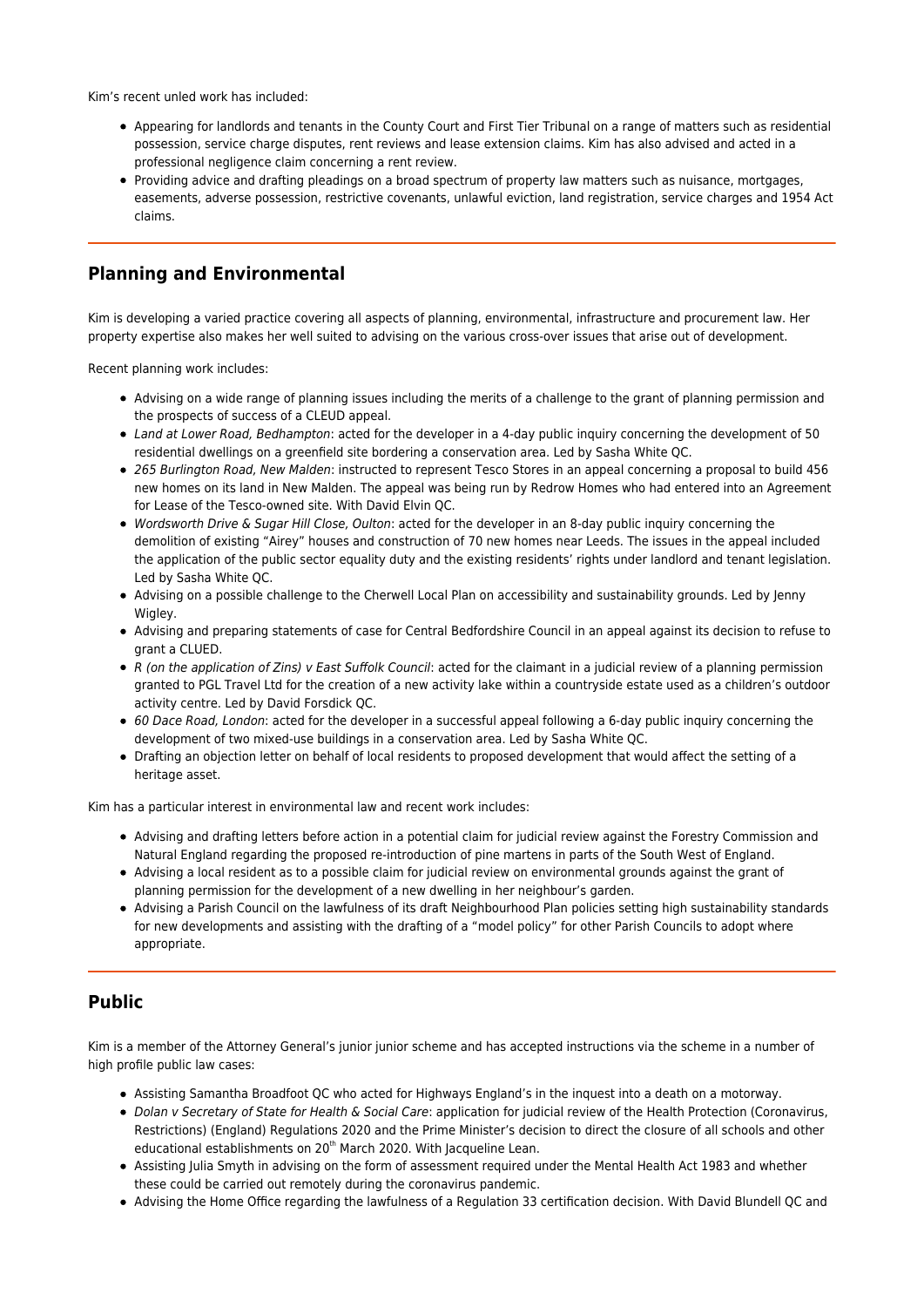Kim's recent unled work has included:

- Appearing for landlords and tenants in the County Court and First Tier Tribunal on a range of matters such as residential possession, service charge disputes, rent reviews and lease extension claims. Kim has also advised and acted in a professional negligence claim concerning a rent review.
- Providing advice and drafting pleadings on a broad spectrum of property law matters such as nuisance, mortgages, easements, adverse possession, restrictive covenants, unlawful eviction, land registration, service charges and 1954 Act claims.

## Planning and Environmental

Kim is developing a varied practice covering all aspects of planning, environmental, infrastructure and procurement law. Her property expertise also makes her well suited to advising on the various cross-over issues that arise out of development.

Recent planning work includes:

- Advising on a wide range of planning issues including the merits of a challenge to the grant of planning permission and the prospects of success of a CLEUD appeal.
- *Land at Lower Road, Bedhampton*: acted for the developer in a 4-day public inquiry concerning the development of 50 residential dwellings on a greenfield site bordering a conservation area. Led by Sasha White QC.
- *265 Burlington Road, New Malden*: instructed to represent Tesco Stores in an appeal concerning a proposal to build 456 new homes on its land in New Malden. The appeal was being run by Redrow Homes who had entered into an Agreement for Lease of the Tesco-owned site. With David Elvin QC.
- *Wordsworth Drive & Sugar Hill Close, Oulton*: acted for the developer in an 8-day public inquiry concerning the demolition of existing "Airey" houses and construction of 70 new homes near Leeds. The issues in the appeal included the application of the public sector equality duty and the existing residents' rights under landlord and tenant legislation. Led by Sasha White QC.
- Advising on a possible challenge to the Cherwell Local Plan on accessibility and sustainability grounds. Led by Jenny Wigley.
- Advising and preparing statements of case for Central Bedfordshire Council in an appeal against its decision to refuse to grant a CLUED.
- *R (on the application of Zins) v East Suffolk Council*: acted for the claimant in a judicial review of a planning permission granted to PGL Travel Ltd for the creation of a new activity lake within a countryside estate used as a children's outdoor activity centre. Led by David Forsdick QC.
- *60 Dace Road, London*: acted for the developer in a successful appeal following a 6-day public inquiry concerning the development of two mixed-use buildings in a conservation area. Led by Sasha White QC.
- Drafting an objection letter on behalf of local residents to proposed development that would affect the setting of a heritage asset.

Kim has a particular interest in environmental law and recent work includes:

- Advising and drafting letters before action in a potential claim for judicial review against the Forestry Commission and Natural England regarding the proposed re-introduction of pine martens in parts of the South West of England.
- Advising a local resident as to a possible claim for judicial review on environmental grounds against the grant of planning permission for the development of a new dwelling in her neighbour's garden.
- Advising a Parish Council on the lawfulness of its draft Neighbourhood Plan policies setting high sustainability standards for new developments and assisting with the drafting of a "model policy" for other Parish Councils to adopt where appropriate.

## Public

Kim is a member of the Attorney General's junior junior scheme and has accepted instructions via the scheme in a number of high profile public law cases:

- Assisting Samantha Broadfoot QC who acted for Highways England's in the inquest into a death on a motorway.
- *Dolan v Secretary of State for Health & Social Care*: application for judicial review of the Health Protection (Coronavirus, Restrictions) (England) Regulations 2020 and the Prime Minister's decision to direct the closure of all schools and other educational establishments on 20th March 2020. With Jacqueline Lean.
- Assisting Julia Smyth in advising on the form of assessment required under the Mental Health Act 1983 and whether these could be carried out remotely during the coronavirus pandemic.
- Advising the Home Office regarding the lawfulness of a Regulation 33 certification decision. With David Blundell QC and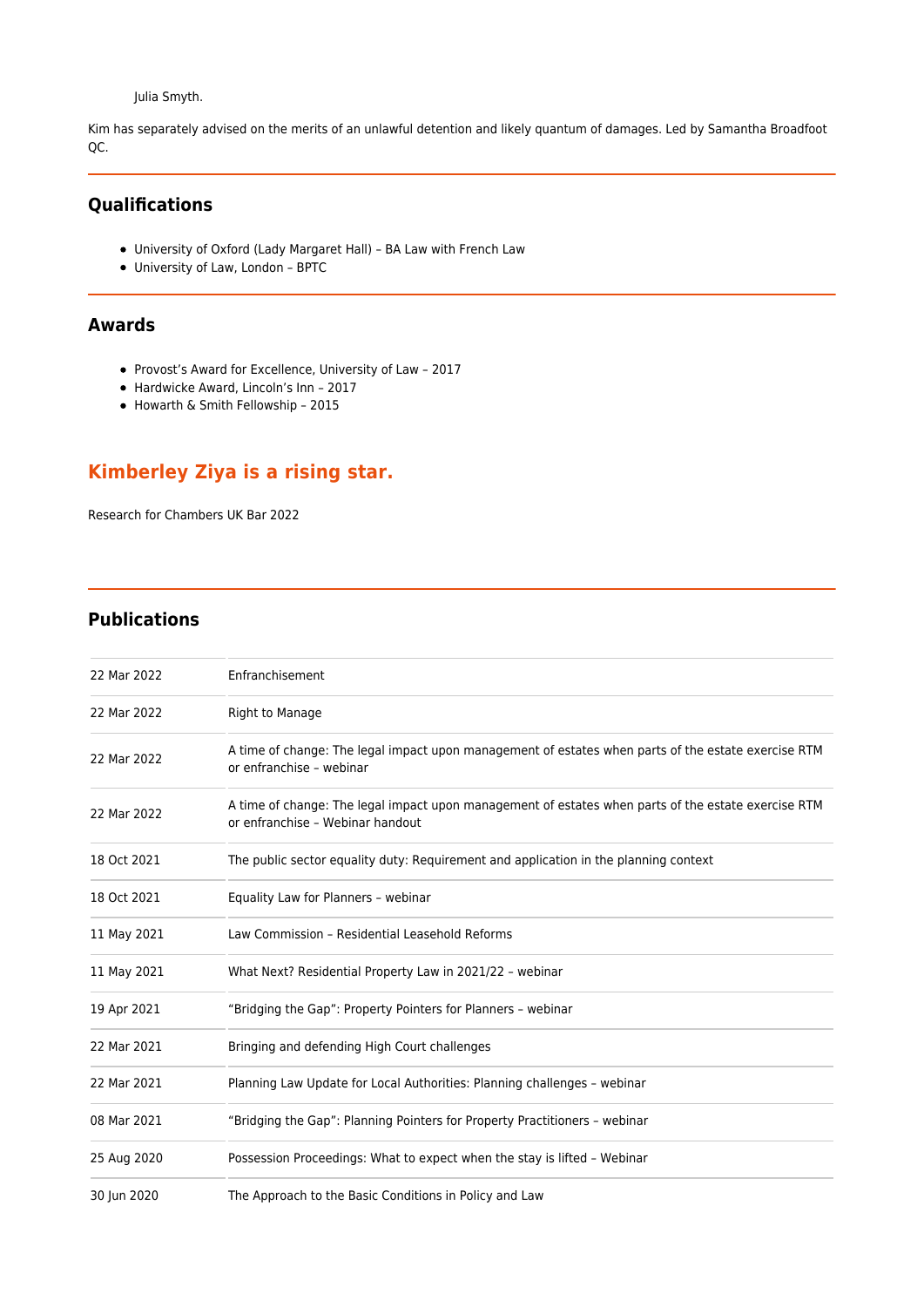Julia Smyth.

Kim has separately advised on the merits of an unlawful detention and likely quantum of damages. Led by Samantha Broadfoot QC.

## Qualifications

- University of Oxford (Lady Margaret Hall) – BA Law with French Law
- University of Law, London – BPTC

## Awards

- Provost's Award for Excellence, University of Law – 2017
- Hardwicke Award, Lincoln's Inn – 2017
- Howarth & Smith Fellowship – 2015

## Kimberley Ziya is a rising star.

Research for Chambers UK Bar 2022

## Publications

| | |
|---|---|
| 22 Mar 2022 | Enfranchisement |
| 22 Mar 2022 | Right to Manage |
| 22 Mar 2022 | A time of change: The legal impact upon management of estates when parts of the estate exercise RTM or enfranchise – webinar |
| 22 Mar 2022 | A time of change: The legal impact upon management of estates when parts of the estate exercise RTM or enfranchise – Webinar handout |
| 18 Oct 2021 | The public sector equality duty: Requirement and application in the planning context |
| 18 Oct 2021 | Equality Law for Planners – webinar |
| 11 May 2021 | Law Commission – Residential Leasehold Reforms |
| 11 May 2021 | What Next? Residential Property Law in 2021/22 – webinar |
| 19 Apr 2021 | "Bridging the Gap": Property Pointers for Planners – webinar |
| 22 Mar 2021 | Bringing and defending High Court challenges |
| 22 Mar 2021 | Planning Law Update for Local Authorities: Planning challenges – webinar |
| 08 Mar 2021 | "Bridging the Gap": Planning Pointers for Property Practitioners – webinar |
| 25 Aug 2020 | Possession Proceedings: What to expect when the stay is lifted – Webinar |
| 30 Jun 2020 | The Approach to the Basic Conditions in Policy and Law |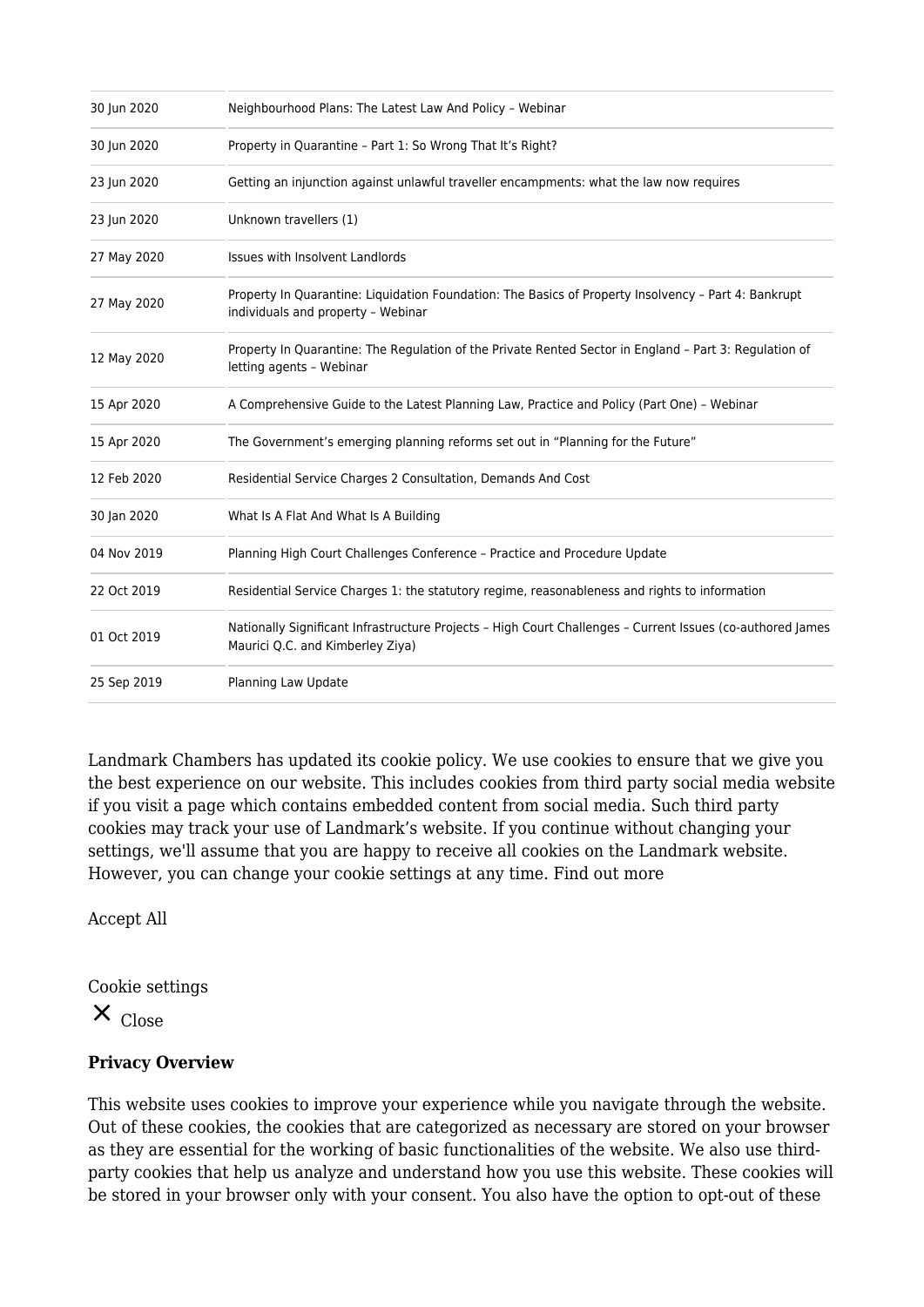| | |
|---|---|
| 30 Jun 2020 | Neighbourhood Plans: The Latest Law And Policy – Webinar |
| 30 Jun 2020 | Property in Quarantine – Part 1: So Wrong That It's Right? |
| 23 Jun 2020 | Getting an injunction against unlawful traveller encampments: what the law now requires |
| 23 Jun 2020 | Unknown travellers (1) |
| 27 May 2020 | Issues with Insolvent Landlords |
| 27 May 2020 | Property In Quarantine: Liquidation Foundation: The Basics of Property Insolvency – Part 4: Bankrupt individuals and property – Webinar |
| 12 May 2020 | Property In Quarantine: The Regulation of the Private Rented Sector in England – Part 3: Regulation of letting agents – Webinar |
| 15 Apr 2020 | A Comprehensive Guide to the Latest Planning Law, Practice and Policy (Part One) – Webinar |
| 15 Apr 2020 | The Government's emerging planning reforms set out in "Planning for the Future" |
| 12 Feb 2020 | Residential Service Charges 2 Consultation, Demands And Cost |
| 30 Jan 2020 | What Is A Flat And What Is A Building |
| 04 Nov 2019 | Planning High Court Challenges Conference – Practice and Procedure Update |
| 22 Oct 2019 | Residential Service Charges 1: the statutory regime, reasonableness and rights to information |
| 01 Oct 2019 | Nationally Significant Infrastructure Projects – High Court Challenges – Current Issues (co-authored James Maurici Q.C. and Kimberley Ziya) |
| 25 Sep 2019 | Planning Law Update |

Landmark Chambers has updated its cookie policy. We use cookies to ensure that we give you the best experience on our website. This includes cookies from third party social media website if you visit a page which contains embedded content from social media. Such third party cookies may track your use of Landmark's website. If you continue without changing your settings, we'll assume that you are happy to receive all cookies on the Landmark website. However, you can change your cookie settings at any time. Find out more

Accept All

Cookie settings

× Close

**Privacy Overview**

This website uses cookies to improve your experience while you navigate through the website. Out of these cookies, the cookies that are categorized as necessary are stored on your browser as they are essential for the working of basic functionalities of the website. We also use third-party cookies that help us analyze and understand how you use this website. These cookies will be stored in your browser only with your consent. You also have the option to opt-out of these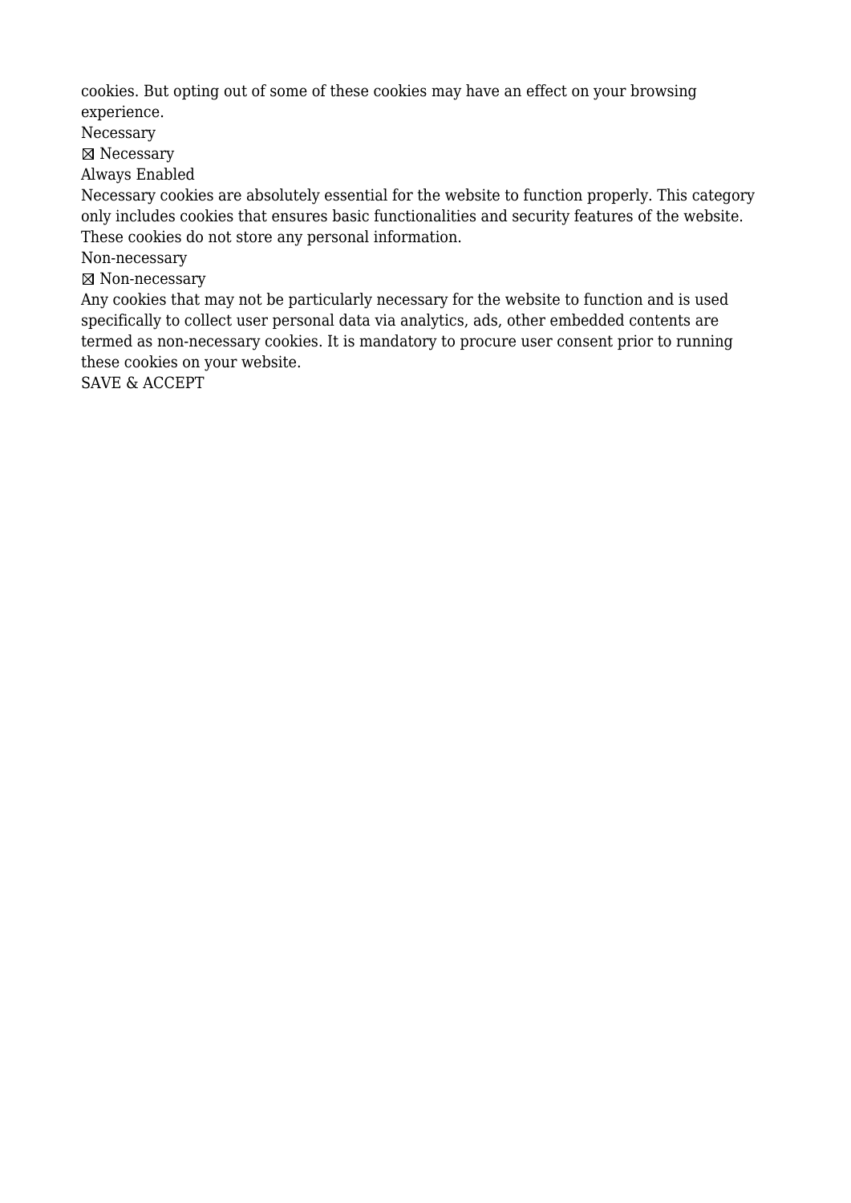cookies. But opting out of some of these cookies may have an effect on your browsing experience.

Necessary

☒ Necessary

Always Enabled

Necessary cookies are absolutely essential for the website to function properly. This category only includes cookies that ensures basic functionalities and security features of the website. These cookies do not store any personal information.

Non-necessary

☒ Non-necessary

Any cookies that may not be particularly necessary for the website to function and is used specifically to collect user personal data via analytics, ads, other embedded contents are termed as non-necessary cookies. It is mandatory to procure user consent prior to running these cookies on your website.

SAVE & ACCEPT